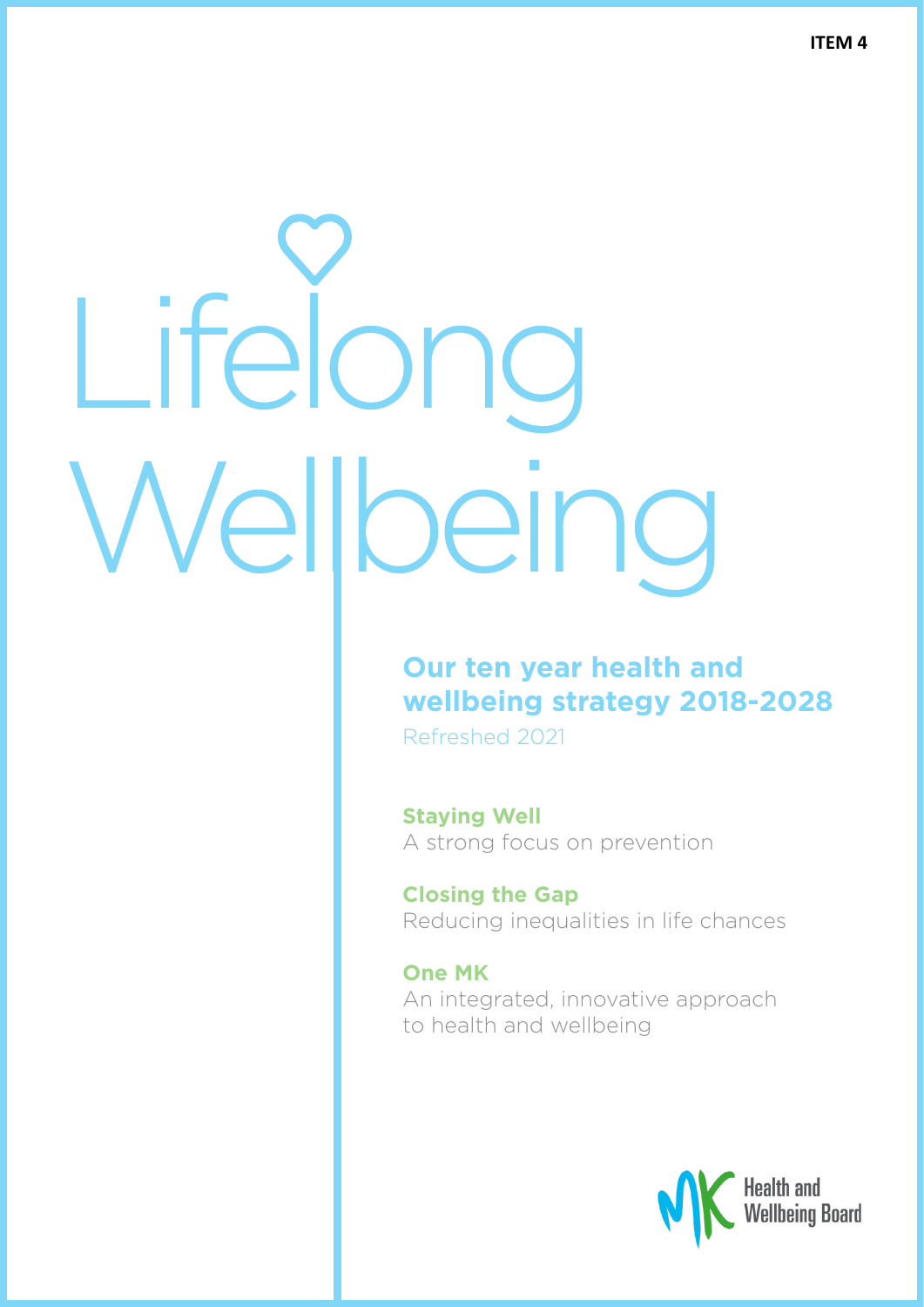ITEM 4

# Lifelong Wellbeing

## Our ten year health and wellbeing strategy 2018-2028

Refreshed 2021

**Staying Well**
A strong focus on prevention

**Closing the Gap**
Reducing inequalities in life chances

**One MK**
An integrated, innovative approach to health and wellbeing

MK Health and Wellbeing Board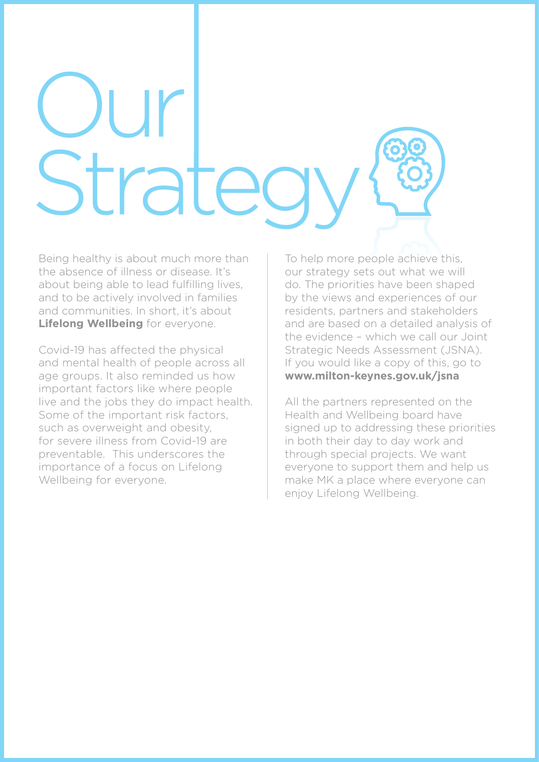# Our Strategy

Being healthy is about much more than the absence of illness or disease. It's about being able to lead fulfilling lives, and to be actively involved in families and communities. In short, it's about **Lifelong Wellbeing** for everyone.

Covid-19 has affected the physical and mental health of people across all age groups. It also reminded us how important factors like where people live and the jobs they do impact health. Some of the important risk factors, such as overweight and obesity, for severe illness from Covid-19 are preventable. This underscores the importance of a focus on Lifelong Wellbeing for everyone.

To help more people achieve this, our strategy sets out what we will do. The priorities have been shaped by the views and experiences of our residents, partners and stakeholders and are based on a detailed analysis of the evidence – which we call our Joint Strategic Needs Assessment (JSNA). If you would like a copy of this, go to **www.milton-keynes.gov.uk/jsna**

All the partners represented on the Health and Wellbeing board have signed up to addressing these priorities in both their day to day work and through special projects. We want everyone to support them and help us make MK a place where everyone can enjoy Lifelong Wellbeing.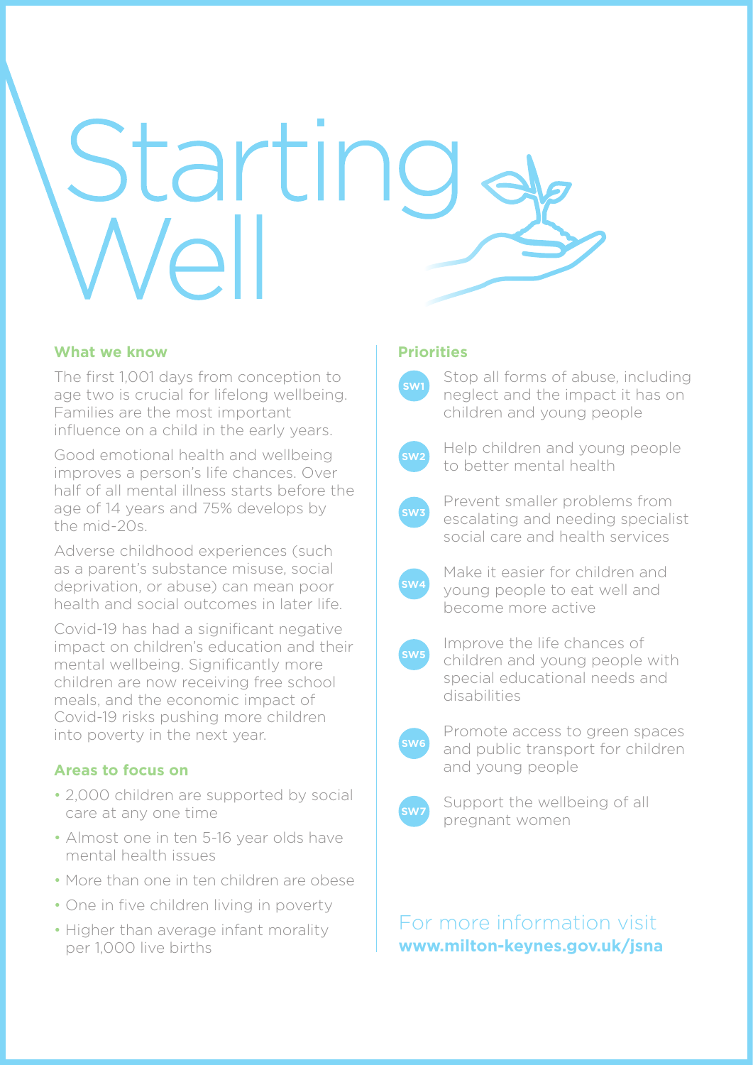# Starting Well

## What we know

The first 1,001 days from conception to age two is crucial for lifelong wellbeing. Families are the most important influence on a child in the early years.

Good emotional health and wellbeing improves a person's life chances. Over half of all mental illness starts before the age of 14 years and 75% develops by the mid-20s.

Adverse childhood experiences (such as a parent's substance misuse, social deprivation, or abuse) can mean poor health and social outcomes in later life.

Covid-19 has had a significant negative impact on children's education and their mental wellbeing. Significantly more children are now receiving free school meals, and the economic impact of Covid-19 risks pushing more children into poverty in the next year.

## Areas to focus on

- 2,000 children are supported by social care at any one time
- Almost one in ten 5-16 year olds have mental health issues
- More than one in ten children are obese
- One in five children living in poverty
- Higher than average infant morality per 1,000 live births

## Priorities

- **SW1** Stop all forms of abuse, including neglect and the impact it has on children and young people
- **SW2** Help children and young people to better mental health
- **SW3** Prevent smaller problems from escalating and needing specialist social care and health services
- **SW4** Make it easier for children and young people to eat well and become more active
- **SW5** Improve the life chances of children and young people with special educational needs and disabilities
- **SW6** Promote access to green spaces and public transport for children and young people
- **SW7** Support the wellbeing of all pregnant women

For more information visit
**www.milton-keynes.gov.uk/jsna**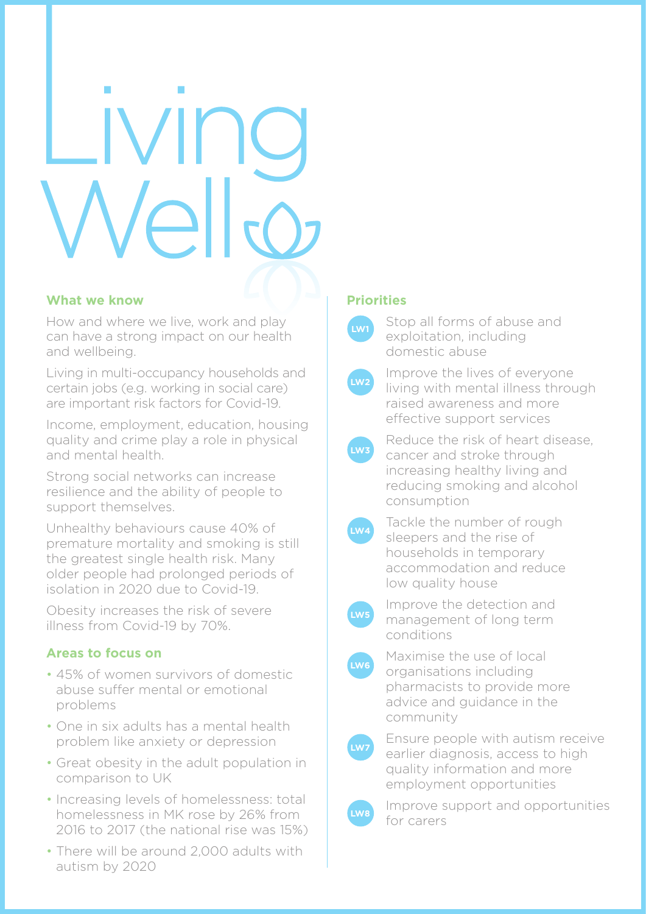# Living Well

## What we know

How and where we live, work and play can have a strong impact on our health and wellbeing.

Living in multi-occupancy households and certain jobs (e.g. working in social care) are important risk factors for Covid-19.

Income, employment, education, housing quality and crime play a role in physical and mental health.

Strong social networks can increase resilience and the ability of people to support themselves.

Unhealthy behaviours cause 40% of premature mortality and smoking is still the greatest single health risk. Many older people had prolonged periods of isolation in 2020 due to Covid-19.

Obesity increases the risk of severe illness from Covid-19 by 70%.

## Areas to focus on

- 45% of women survivors of domestic abuse suffer mental or emotional problems
- One in six adults has a mental health problem like anxiety or depression
- Great obesity in the adult population in comparison to UK
- Increasing levels of homelessness: total homelessness in MK rose by 26% from 2016 to 2017 (the national rise was 15%)
- There will be around 2,000 adults with autism by 2020

## Priorities

**LW1** Stop all forms of abuse and exploitation, including domestic abuse

**LW2** Improve the lives of everyone living with mental illness through raised awareness and more effective support services

**LW3** Reduce the risk of heart disease, cancer and stroke through increasing healthy living and reducing smoking and alcohol consumption

**LW4** Tackle the number of rough sleepers and the rise of households in temporary accommodation and reduce low quality house

**LW5** Improve the detection and management of long term conditions

**LW6** Maximise the use of local organisations including pharmacists to provide more advice and guidance in the community

**LW7** Ensure people with autism receive earlier diagnosis, access to high quality information and more employment opportunities

**LW8** Improve support and opportunities for carers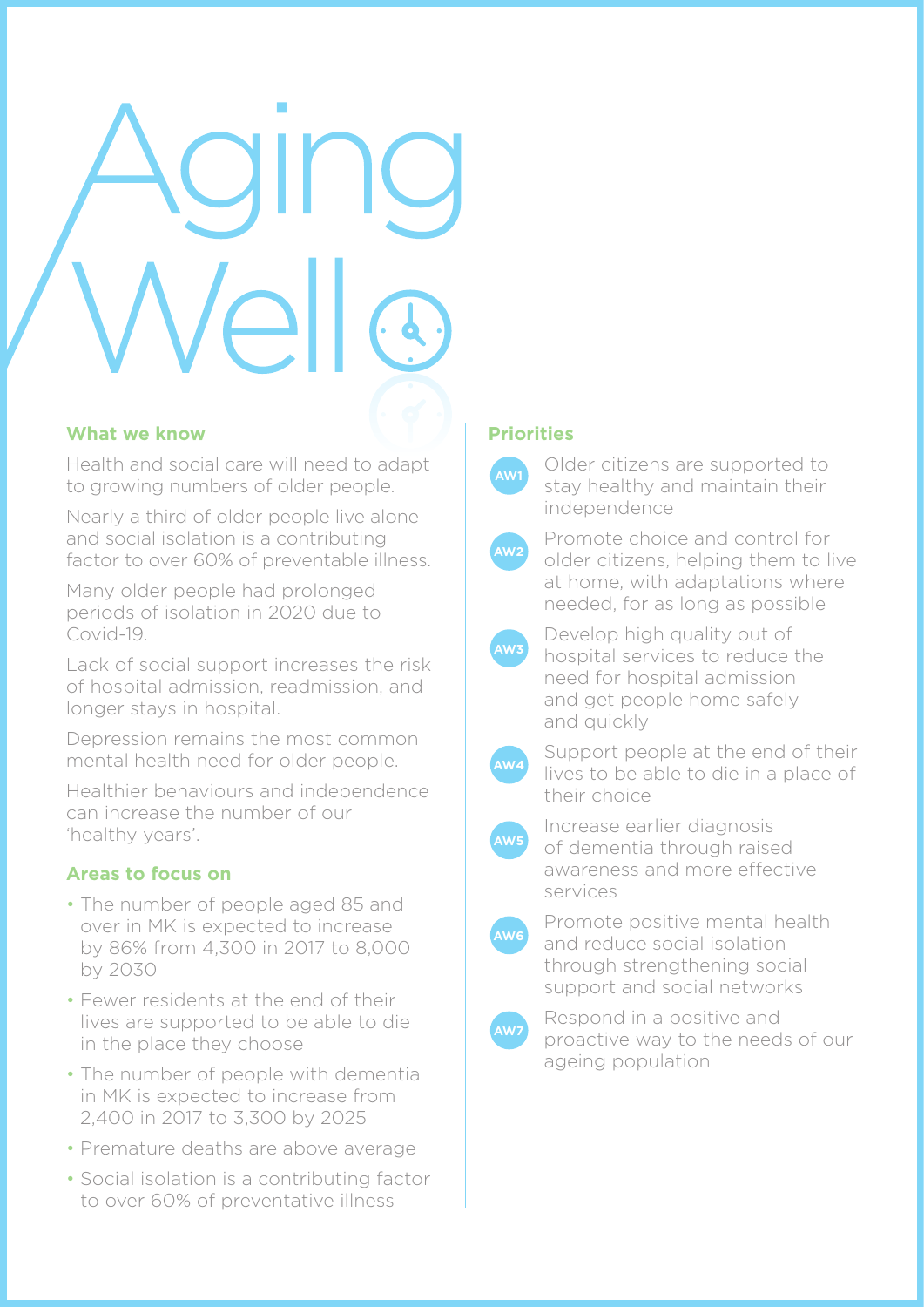# Aging Well

## What we know

Health and social care will need to adapt to growing numbers of older people.

Nearly a third of older people live alone and social isolation is a contributing factor to over 60% of preventable illness.

Many older people had prolonged periods of isolation in 2020 due to Covid-19.

Lack of social support increases the risk of hospital admission, readmission, and longer stays in hospital.

Depression remains the most common mental health need for older people.

Healthier behaviours and independence can increase the number of our 'healthy years'.

## Areas to focus on

- The number of people aged 85 and over in MK is expected to increase by 86% from 4,300 in 2017 to 8,000 by 2030
- Fewer residents at the end of their lives are supported to be able to die in the place they choose
- The number of people with dementia in MK is expected to increase from 2,400 in 2017 to 3,300 by 2025
- Premature deaths are above average
- Social isolation is a contributing factor to over 60% of preventative illness

## Priorities

**AW1** Older citizens are supported to stay healthy and maintain their independence

**AW2** Promote choice and control for older citizens, helping them to live at home, with adaptations where needed, for as long as possible

**AW3** Develop high quality out of hospital services to reduce the need for hospital admission and get people home safely and quickly

**AW4** Support people at the end of their lives to be able to die in a place of their choice

**AW5** Increase earlier diagnosis of dementia through raised awareness and more effective services

**AW6** Promote positive mental health and reduce social isolation through strengthening social support and social networks

**AW7** Respond in a positive and proactive way to the needs of our ageing population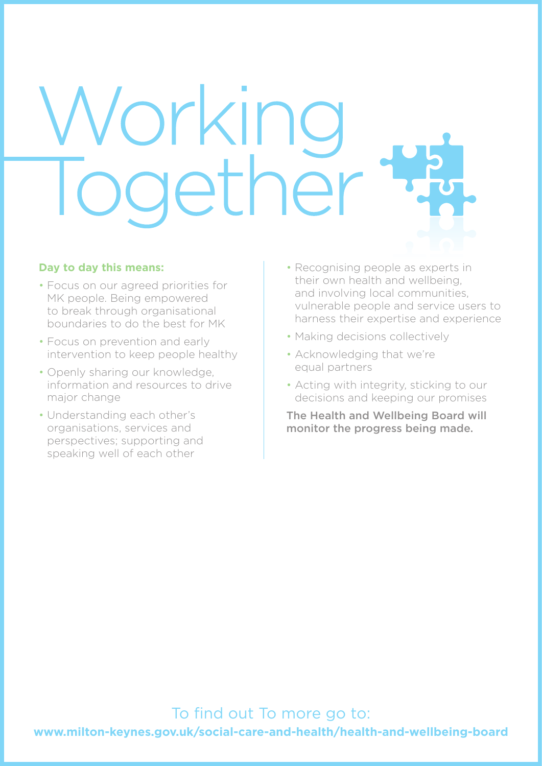# Working Together

**Day to day this means:**

- Focus on our agreed priorities for MK people. Being empowered to break through organisational boundaries to do the best for MK
- Focus on prevention and early intervention to keep people healthy
- Openly sharing our knowledge, information and resources to drive major change
- Understanding each other's organisations, services and perspectives; supporting and speaking well of each other
- Recognising people as experts in their own health and wellbeing, and involving local communities, vulnerable people and service users to harness their expertise and experience
- Making decisions collectively
- Acknowledging that we're equal partners
- Acting with integrity, sticking to our decisions and keeping our promises

The Health and Wellbeing Board will monitor the progress being made.

To find out To more go to:

**www.milton-keynes.gov.uk/social-care-and-health/health-and-wellbeing-board**